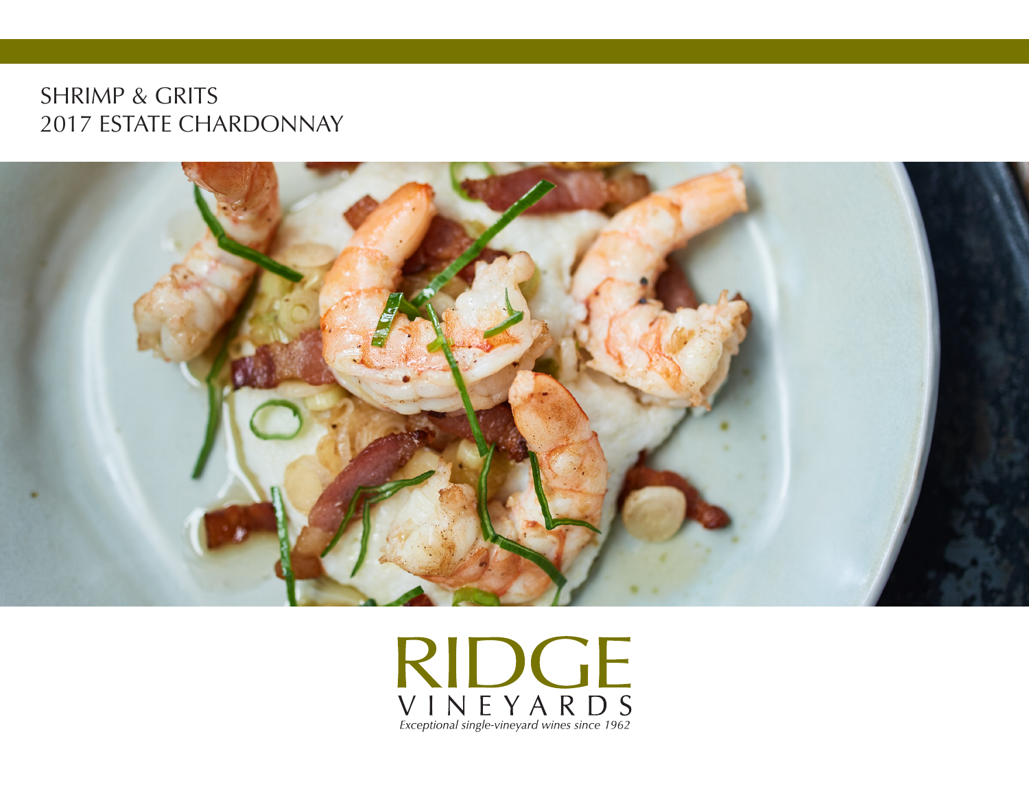# SHRIMP & GRITS
## 2017 ESTATE CHARDONNAY

RIDGE
VINEYARDS
*Exceptional single-vineyard wines since 1962*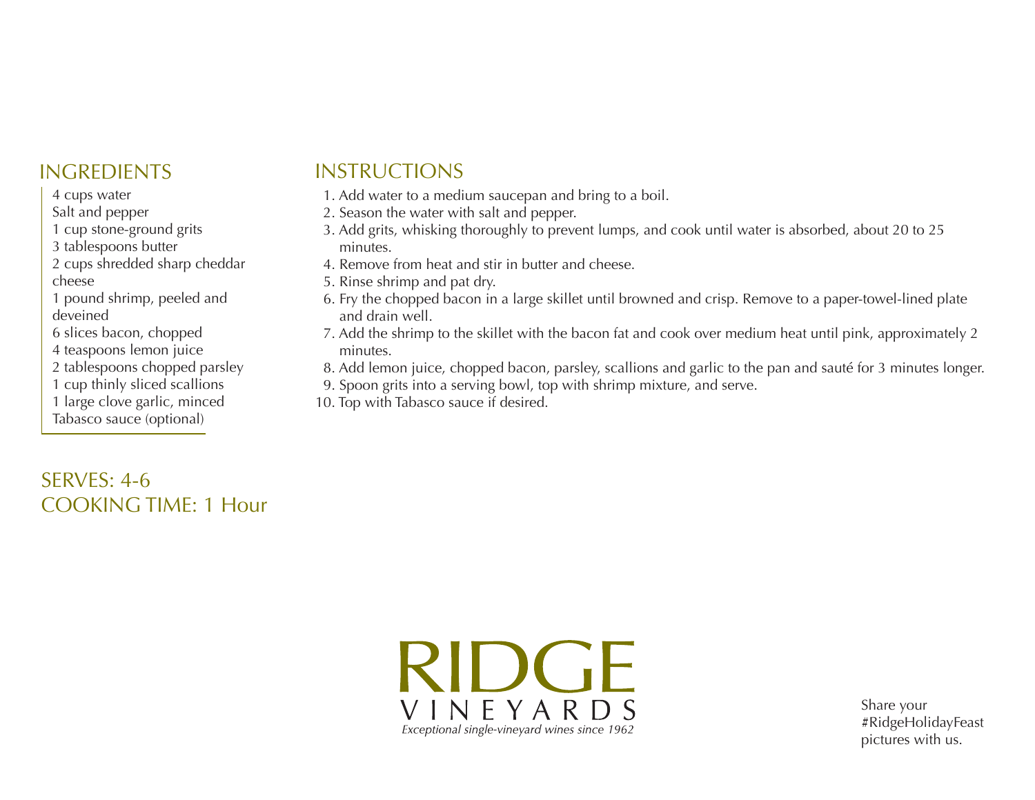## INGREDIENTS

- 4 cups water
- Salt and pepper
- 1 cup stone-ground grits
- 3 tablespoons butter
- 2 cups shredded sharp cheddar cheese
- 1 pound shrimp, peeled and deveined
- 6 slices bacon, chopped
- 4 teaspoons lemon juice
- 2 tablespoons chopped parsley
- 1 cup thinly sliced scallions
- 1 large clove garlic, minced
- Tabasco sauce (optional)

SERVES: 4-6

COOKING TIME: 1 Hour

## INSTRUCTIONS

1. Add water to a medium saucepan and bring to a boil.
2. Season the water with salt and pepper.
3. Add grits, whisking thoroughly to prevent lumps, and cook until water is absorbed, about 20 to 25 minutes.
4. Remove from heat and stir in butter and cheese.
5. Rinse shrimp and pat dry.
6. Fry the chopped bacon in a large skillet until browned and crisp. Remove to a paper-towel-lined plate and drain well.
7. Add the shrimp to the skillet with the bacon fat and cook over medium heat until pink, approximately 2 minutes.
8. Add lemon juice, chopped bacon, parsley, scallions and garlic to the pan and sauté for 3 minutes longer.
9. Spoon grits into a serving bowl, top with shrimp mixture, and serve.
10. Top with Tabasco sauce if desired.

RIDGE VINEYARDS

*Exceptional single-vineyard wines since 1962*

Share your #RidgeHolidayFeast pictures with us.